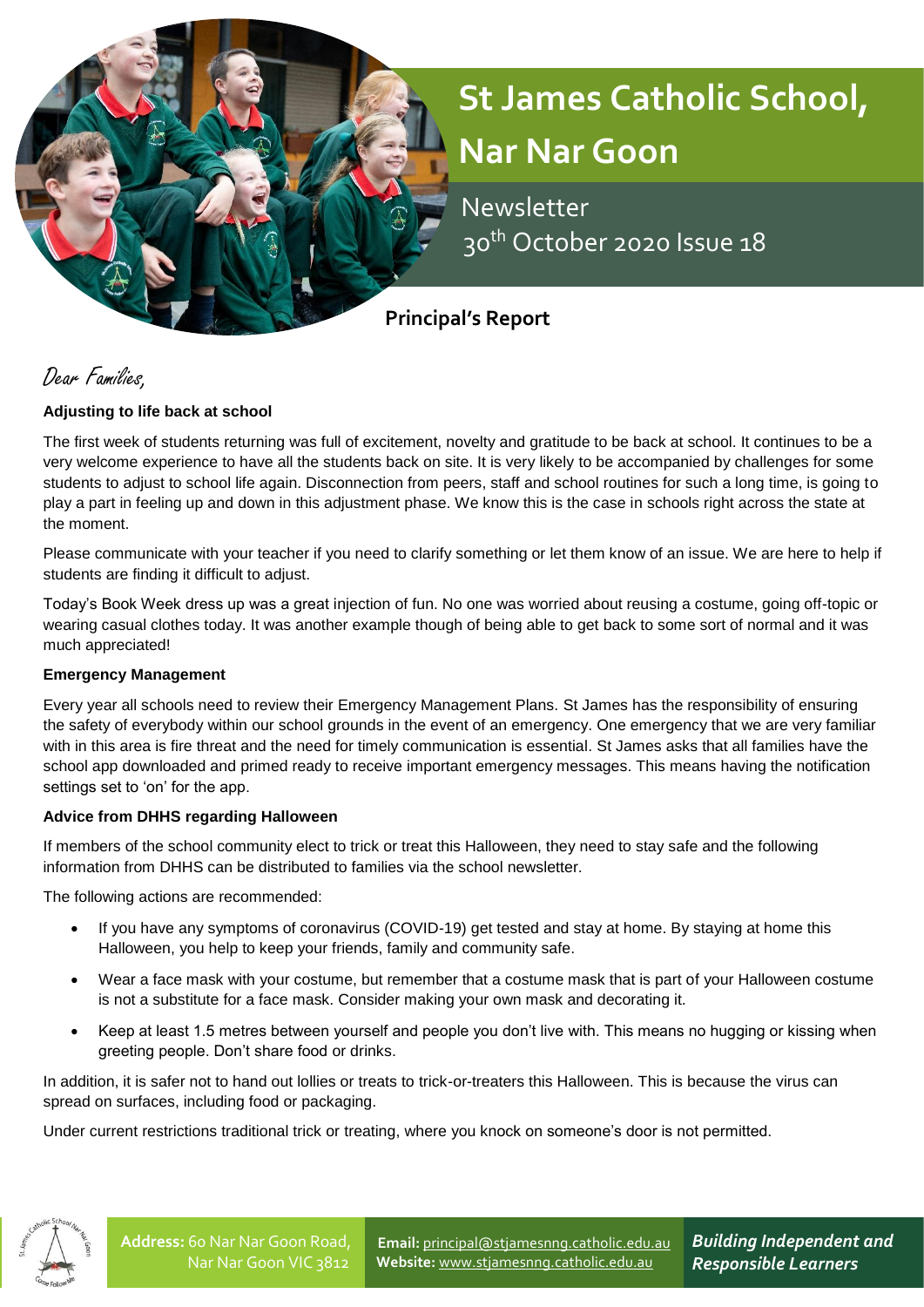# St James Catholic School, Nar Nar Goon

Newsletter
30th October 2020 Issue 18

## Principal's Report

*Dear Families,*

**Adjusting to life back at school**

The first week of students returning was full of excitement, novelty and gratitude to be back at school. It continues to be a very welcome experience to have all the students back on site. It is very likely to be accompanied by challenges for some students to adjust to school life again. Disconnection from peers, staff and school routines for such a long time, is going to play a part in feeling up and down in this adjustment phase. We know this is the case in schools right across the state at the moment.

Please communicate with your teacher if you need to clarify something or let them know of an issue. We are here to help if students are finding it difficult to adjust.

Today's Book Week dress up was a great injection of fun. No one was worried about reusing a costume, going off-topic or wearing casual clothes today. It was another example though of being able to get back to some sort of normal and it was much appreciated!

**Emergency Management**

Every year all schools need to review their Emergency Management Plans. St James has the responsibility of ensuring the safety of everybody within our school grounds in the event of an emergency. One emergency that we are very familiar with in this area is fire threat and the need for timely communication is essential. St James asks that all families have the school app downloaded and primed ready to receive important emergency messages. This means having the notification settings set to 'on' for the app.

**Advice from DHHS regarding Halloween**

If members of the school community elect to trick or treat this Halloween, they need to stay safe and the following information from DHHS can be distributed to families via the school newsletter.

The following actions are recommended:

- If you have any symptoms of coronavirus (COVID-19) get tested and stay at home. By staying at home this Halloween, you help to keep your friends, family and community safe.
- Wear a face mask with your costume, but remember that a costume mask that is part of your Halloween costume is not a substitute for a face mask. Consider making your own mask and decorating it.
- Keep at least 1.5 metres between yourself and people you don't live with. This means no hugging or kissing when greeting people. Don't share food or drinks.

In addition, it is safer not to hand out lollies or treats to trick-or-treaters this Halloween. This is because the virus can spread on surfaces, including food or packaging.

Under current restrictions traditional trick or treating, where you knock on someone's door is not permitted.

**Address:** 60 Nar Nar Goon Road, Nar Nar Goon VIC 3812
**Email:** principal@stjamesnng.catholic.edu.au
**Website:** www.stjamesnng.catholic.edu.au
***Building Independent and Responsible Learners***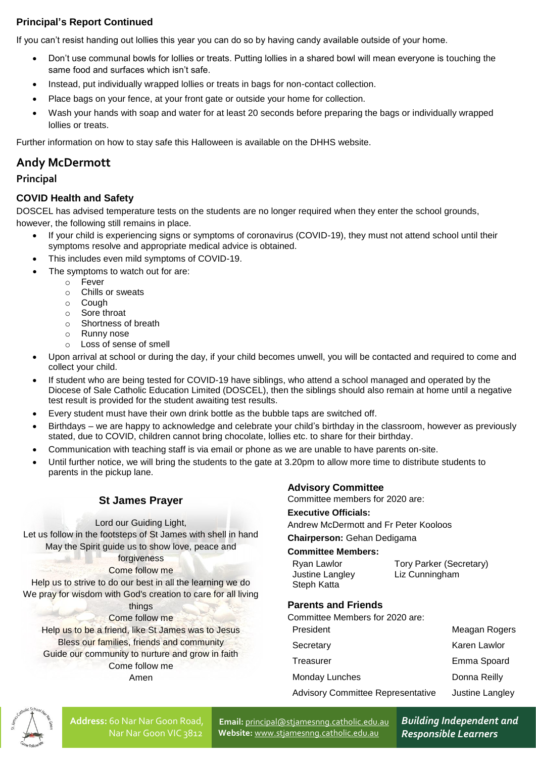### Principal's Report Continued

If you can't resist handing out lollies this year you can do so by having candy available outside of your home.

- Don't use communal bowls for lollies or treats. Putting lollies in a shared bowl will mean everyone is touching the same food and surfaces which isn't safe.
- Instead, put individually wrapped lollies or treats in bags for non-contact collection.
- Place bags on your fence, at your front gate or outside your home for collection.
- Wash your hands with soap and water for at least 20 seconds before preparing the bags or individually wrapped lollies or treats.

Further information on how to stay safe this Halloween is available on the DHHS website.

## Andy McDermott

**Principal**

### COVID Health and Safety

DOSCEL has advised temperature tests on the students are no longer required when they enter the school grounds, however, the following still remains in place.

- If your child is experiencing signs or symptoms of coronavirus (COVID-19), they must not attend school until their symptoms resolve and appropriate medical advice is obtained.
- This includes even mild symptoms of COVID-19.
- The symptoms to watch out for are:
  - Fever
  - Chills or sweats
  - Cough
  - Sore throat
  - Shortness of breath
  - Runny nose
  - Loss of sense of smell
- Upon arrival at school or during the day, if your child becomes unwell, you will be contacted and required to come and collect your child.
- If student who are being tested for COVID-19 have siblings, who attend a school managed and operated by the Diocese of Sale Catholic Education Limited (DOSCEL), then the siblings should also remain at home until a negative test result is provided for the student awaiting test results.
- Every student must have their own drink bottle as the bubble taps are switched off.
- Birthdays – we are happy to acknowledge and celebrate your child's birthday in the classroom, however as previously stated, due to COVID, children cannot bring chocolate, lollies etc. to share for their birthday.
- Communication with teaching staff is via email or phone as we are unable to have parents on-site.
- Until further notice, we will bring the students to the gate at 3.20pm to allow more time to distribute students to parents in the pickup lane.

### St James Prayer

Lord our Guiding Light,
Let us follow in the footsteps of St James with shell in hand
May the Spirit guide us to show love, peace and forgiveness
Come follow me
Help us to strive to do our best in all the learning we do
We pray for wisdom with God's creation to care for all living things
Come follow me
Help us to be a friend, like St James was to Jesus
Bless our families, friends and community
Guide our community to nurture and grow in faith
Come follow me
Amen

### Advisory Committee

Committee members for 2020 are:

**Executive Officials:**
Andrew McDermott and Fr Peter Kooloos

**Chairperson:** Gehan Dedigama

**Committee Members:**

- Ryan Lawlor
- Justine Langley
- Steph Katta
- Tory Parker (Secretary)
- Liz Cunningham

### Parents and Friends

Committee Members for 2020 are:

| Role | Name |
| --- | --- |
| President | Meagan Rogers |
| Secretary | Karen Lawlor |
| Treasurer | Emma Spoard |
| Monday Lunches | Donna Reilly |
| Advisory Committee Representative | Justine Langley |

**Address:** 60 Nar Nar Goon Road, Nar Nar Goon VIC 3812

**Email:** principal@stjamesnng.catholic.edu.au
**Website:** www.stjamesnng.catholic.edu.au

***Building Independent and Responsible Learners***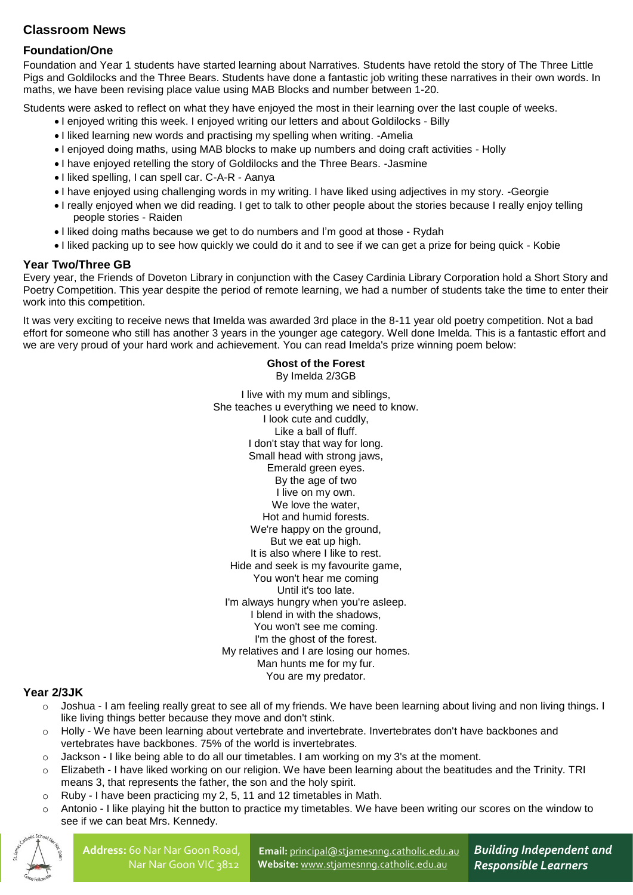# Classroom News

## Foundation/One

Foundation and Year 1 students have started learning about Narratives. Students have retold the story of The Three Little Pigs and Goldilocks and the Three Bears. Students have done a fantastic job writing these narratives in their own words. In maths, we have been revising place value using MAB Blocks and number between 1-20.

Students were asked to reflect on what they have enjoyed the most in their learning over the last couple of weeks.

- I enjoyed writing this week. I enjoyed writing our letters and about Goldilocks - Billy
- I liked learning new words and practising my spelling when writing. -Amelia
- I enjoyed doing maths, using MAB blocks to make up numbers and doing craft activities - Holly
- I have enjoyed retelling the story of Goldilocks and the Three Bears. -Jasmine
- I liked spelling, I can spell car. C-A-R - Aanya
- I have enjoyed using challenging words in my writing. I have liked using adjectives in my story. -Georgie
- I really enjoyed when we did reading. I get to talk to other people about the stories because I really enjoy telling people stories - Raiden
- I liked doing maths because we get to do numbers and I'm good at those - Rydah
- I liked packing up to see how quickly we could do it and to see if we can get a prize for being quick - Kobie

## Year Two/Three GB

Every year, the Friends of Doveton Library in conjunction with the Casey Cardinia Library Corporation hold a Short Story and Poetry Competition. This year despite the period of remote learning, we had a number of students take the time to enter their work into this competition.

It was very exciting to receive news that Imelda was awarded 3rd place in the 8-11 year old poetry competition. Not a bad effort for someone who still has another 3 years in the younger age category. Well done Imelda. This is a fantastic effort and we are very proud of your hard work and achievement. You can read Imelda's prize winning poem below:

**Ghost of the Forest**

By Imelda 2/3GB

I live with my mum and siblings,
She teaches u everything we need to know.
I look cute and cuddly,
Like a ball of fluff.
I don't stay that way for long.
Small head with strong jaws,
Emerald green eyes.
By the age of two
I live on my own.
We love the water,
Hot and humid forests.
We're happy on the ground,
But we eat up high.
It is also where I like to rest.
Hide and seek is my favourite game,
You won't hear me coming
Until it's too late.
I'm always hungry when you're asleep.
I blend in with the shadows,
You won't see me coming.
I'm the ghost of the forest.
My relatives and I are losing our homes.
Man hunts me for my fur.
You are my predator.

## Year 2/3JK

- Joshua - I am feeling really great to see all of my friends. We have been learning about living and non living things. I like living things better because they move and don't stink.
- Holly - We have been learning about vertebrate and invertebrate. Invertebrates don't have backbones and vertebrates have backbones. 75% of the world is invertebrates.
- Jackson - I like being able to do all our timetables. I am working on my 3's at the moment.
- Elizabeth - I have liked working on our religion. We have been learning about the beatitudes and the Trinity. TRI means 3, that represents the father, the son and the holy spirit.
- Ruby - I have been practicing my 2, 5, 11 and 12 timetables in Math.
- Antonio - I like playing hit the button to practice my timetables. We have been writing our scores on the window to see if we can beat Mrs. Kennedy.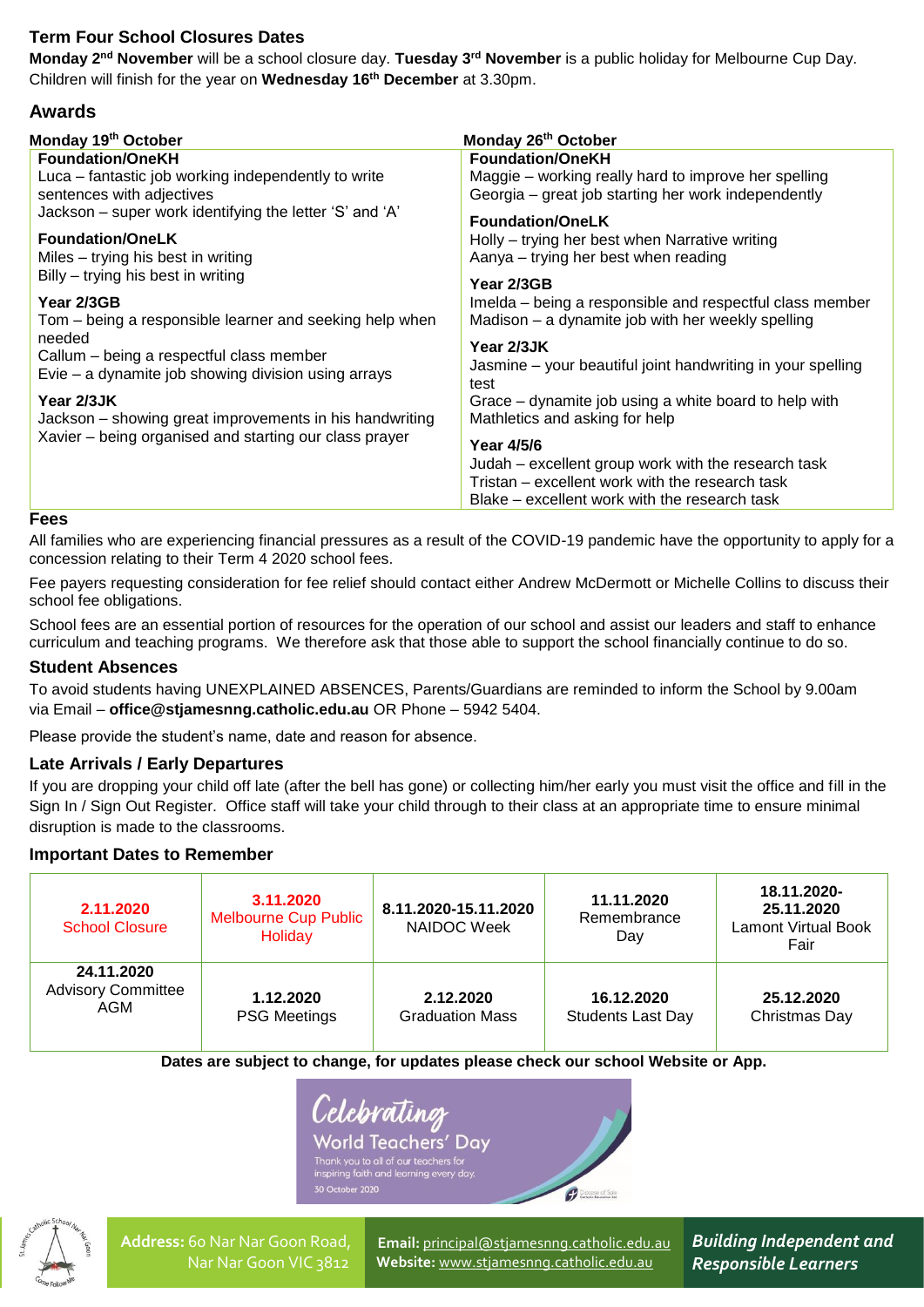## Term Four School Closures Dates

**Monday 2nd November** will be a school closure day. **Tuesday 3rd November** is a public holiday for Melbourne Cup Day. Children will finish for the year on **Wednesday 16th December** at 3.30pm.

## Awards

| Monday 19th October | Monday 26th October |
|---|---|
| **Foundation/OneKH**<br>Luca – fantastic job working independently to write sentences with adjectives<br>Jackson – super work identifying the letter 'S' and 'A' | **Foundation/OneKH**<br>Maggie – working really hard to improve her spelling<br>Georgia – great job starting her work independently |
| **Foundation/OneLK**<br>Miles – trying his best in writing<br>Billy – trying his best in writing | **Foundation/OneLK**<br>Holly – trying her best when Narrative writing<br>Aanya – trying her best when reading |
| **Year 2/3GB**<br>Tom – being a responsible learner and seeking help when needed<br>Callum – being a respectful class member<br>Evie – a dynamite job showing division using arrays | **Year 2/3GB**<br>Imelda – being a responsible and respectful class member<br>Madison – a dynamite job with her weekly spelling |
| **Year 2/3JK**<br>Jackson – showing great improvements in his handwriting<br>Xavier – being organised and starting our class prayer | **Year 2/3JK**<br>Jasmine – your beautiful joint handwriting in your spelling test<br>Grace – dynamite job using a white board to help with Mathletics and asking for help |
| | **Year 4/5/6**<br>Judah – excellent group work with the research task<br>Tristan – excellent work with the research task<br>Blake – excellent work with the research task |

## Fees

All families who are experiencing financial pressures as a result of the COVID-19 pandemic have the opportunity to apply for a concession relating to their Term 4 2020 school fees.

Fee payers requesting consideration for fee relief should contact either Andrew McDermott or Michelle Collins to discuss their school fee obligations.

School fees are an essential portion of resources for the operation of our school and assist our leaders and staff to enhance curriculum and teaching programs. We therefore ask that those able to support the school financially continue to do so.

## Student Absences

To avoid students having UNEXPLAINED ABSENCES, Parents/Guardians are reminded to inform the School by 9.00am via Email – **office@stjamesnng.catholic.edu.au** OR Phone – 5942 5404.

Please provide the student's name, date and reason for absence.

## Late Arrivals / Early Departures

If you are dropping your child off late (after the bell has gone) or collecting him/her early you must visit the office and fill in the Sign In / Sign Out Register. Office staff will take your child through to their class at an appropriate time to ensure minimal disruption is made to the classrooms.

## Important Dates to Remember

| | | | | |
|---|---|---|---|---|
| **2.11.2020**<br>School Closure | **3.11.2020**<br>Melbourne Cup Public Holiday | **8.11.2020-15.11.2020**<br>NAIDOC Week | **11.11.2020**<br>Remembrance Day | **18.11.2020-25.11.2020**<br>Lamont Virtual Book Fair |
| **24.11.2020**<br>Advisory Committee AGM | **1.12.2020**<br>PSG Meetings | **2.12.2020**<br>Graduation Mass | **16.12.2020**<br>Students Last Day | **25.12.2020**<br>Christmas Day |

**Dates are subject to change, for updates please check our school Website or App.**

Celebrating World Teachers' Day

Thank you to all of our teachers for inspiring faith and learning every day.

30 October 2020

**Address:** 60 Nar Nar Goon Road, Nar Nar Goon VIC 3812

**Email:** principal@stjamesnng.catholic.edu.au
**Website:** www.stjamesnng.catholic.edu.au

*Building Independent and Responsible Learners*